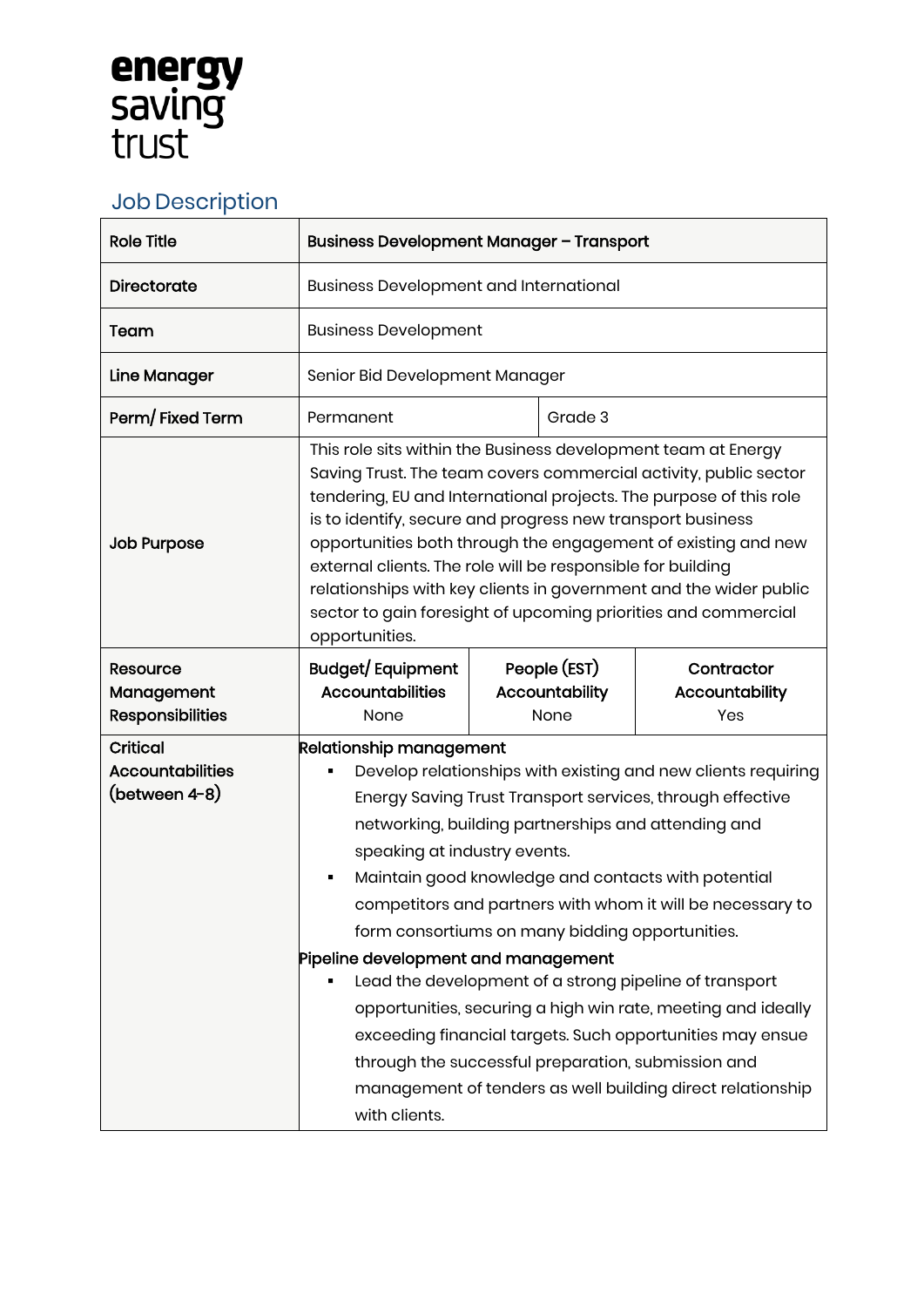energy saving trust

## Job Description

| Role Title | **Business Development Manager – Transport** | | |
|---|---|---|---|
| **Directorate** | Business Development and International | | |
| **Team** | Business Development | | |
| **Line Manager** | Senior Bid Development Manager | | |
| **Perm/ Fixed Term** | Permanent | Grade 3 | |
| **Job Purpose** | This role sits within the Business development team at Energy Saving Trust. The team covers commercial activity, public sector tendering, EU and International projects. The purpose of this role is to identify, secure and progress new transport business opportunities both through the engagement of existing and new external clients. The role will be responsible for building relationships with key clients in government and the wider public sector to gain foresight of upcoming priorities and commercial opportunities. | | |
| **Resource Management Responsibilities** | **Budget/ Equipment Accountabilities**<br>None | **People (EST) Accountability**<br>None | **Contractor Accountability**<br>Yes |
| **Critical Accountabilities (between 4-8)** | **Relationship management**<br>▪ Develop relationships with existing and new clients requiring Energy Saving Trust Transport services, through effective networking, building partnerships and attending and speaking at industry events.<br>▪ Maintain good knowledge and contacts with potential competitors and partners with whom it will be necessary to form consortiums on many bidding opportunities.<br>**Pipeline development and management**<br>▪ Lead the development of a strong pipeline of transport opportunities, securing a high win rate, meeting and ideally exceeding financial targets. Such opportunities may ensue through the successful preparation, submission and management of tenders as well building direct relationship with clients. | | |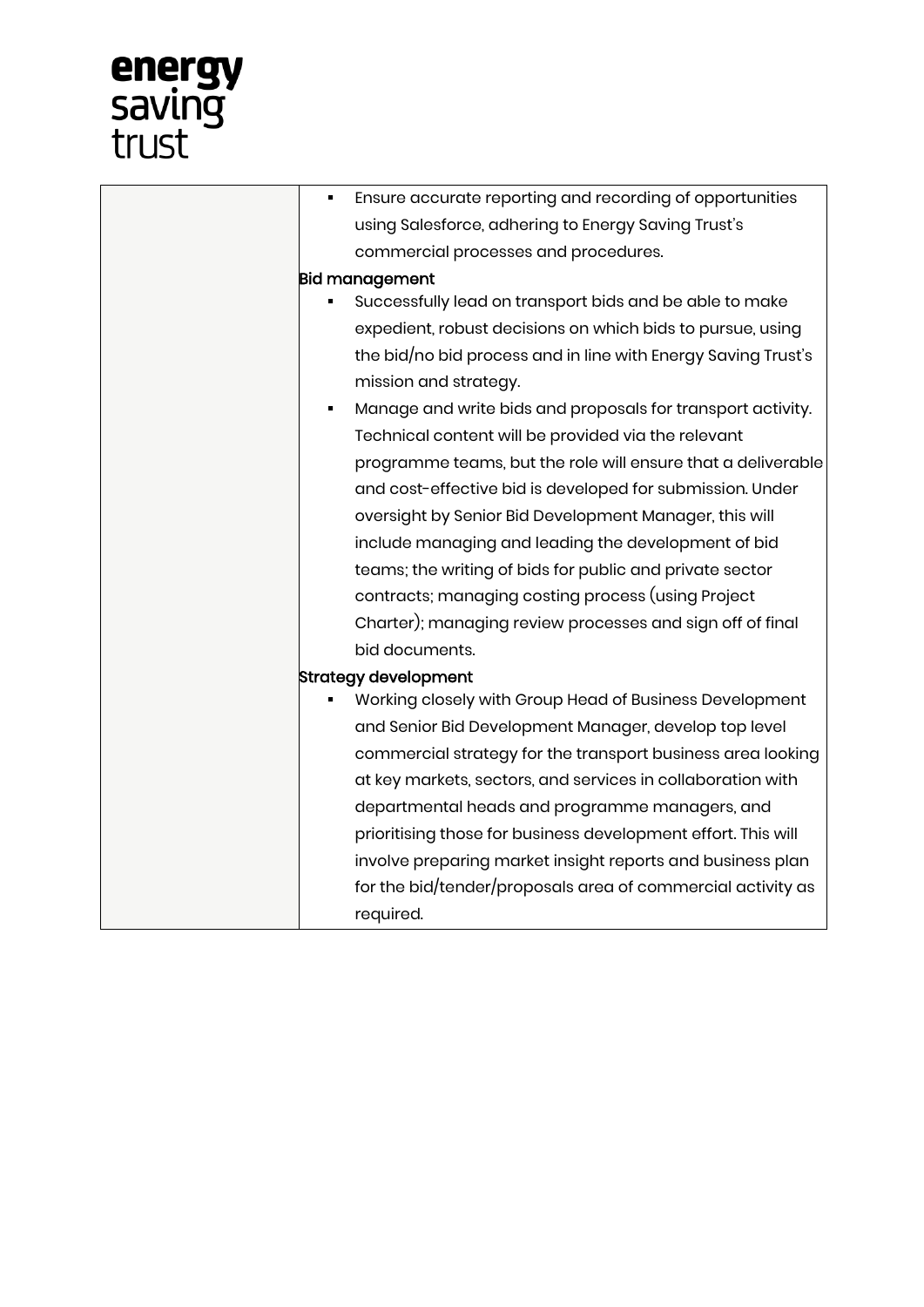| | |
|---|---|
| | ▪ Ensure accurate reporting and recording of opportunities using Salesforce, adhering to Energy Saving Trust's commercial processes and procedures.<br>**Bid management**<br>▪ Successfully lead on transport bids and be able to make expedient, robust decisions on which bids to pursue, using the bid/no bid process and in line with Energy Saving Trust's mission and strategy.<br>▪ Manage and write bids and proposals for transport activity. Technical content will be provided via the relevant programme teams, but the role will ensure that a deliverable and cost-effective bid is developed for submission. Under oversight by Senior Bid Development Manager, this will include managing and leading the development of bid teams; the writing of bids for public and private sector contracts; managing costing process (using Project Charter); managing review processes and sign off of final bid documents.<br>**Strategy development**<br>▪ Working closely with Group Head of Business Development and Senior Bid Development Manager, develop top level commercial strategy for the transport business area looking at key markets, sectors, and services in collaboration with departmental heads and programme managers, and prioritising those for business development effort. This will involve preparing market insight reports and business plan for the bid/tender/proposals area of commercial activity as required. |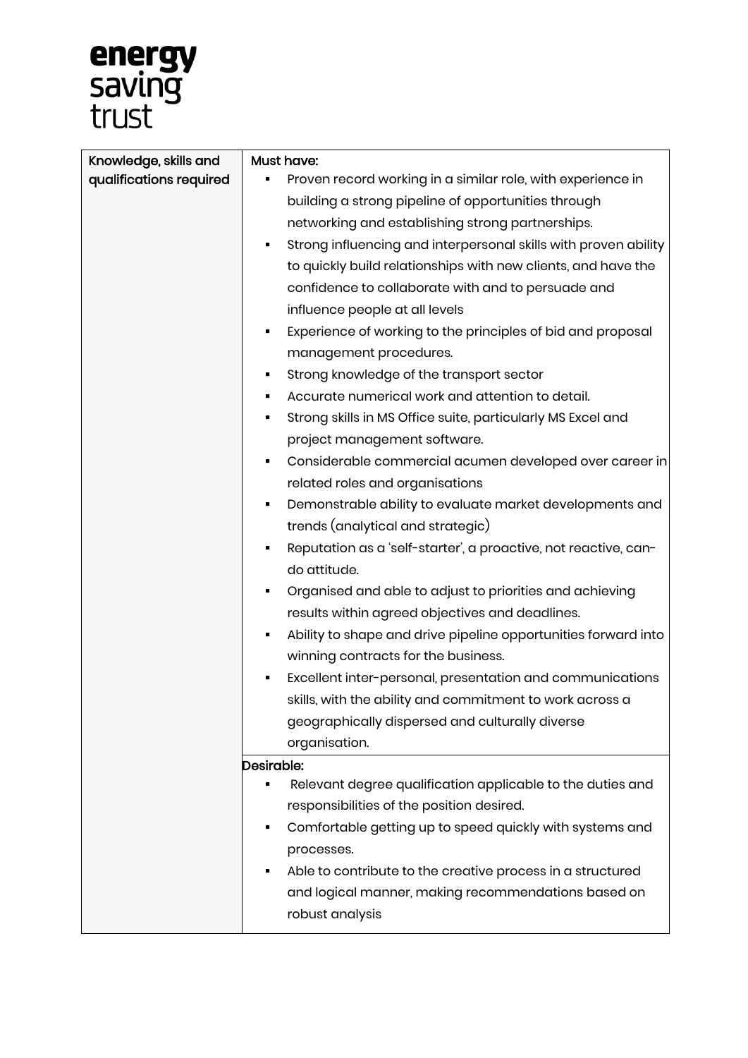| | |
|---|---|
| Knowledge, skills and qualifications required | **Must have:**<br>▪ Proven record working in a similar role, with experience in building a strong pipeline of opportunities through networking and establishing strong partnerships.<br>▪ Strong influencing and interpersonal skills with proven ability to quickly build relationships with new clients, and have the confidence to collaborate with and to persuade and influence people at all levels<br>▪ Experience of working to the principles of bid and proposal management procedures.<br>▪ Strong knowledge of the transport sector<br>▪ Accurate numerical work and attention to detail.<br>▪ Strong skills in MS Office suite, particularly MS Excel and project management software.<br>▪ Considerable commercial acumen developed over career in related roles and organisations<br>▪ Demonstrable ability to evaluate market developments and trends (analytical and strategic)<br>▪ Reputation as a 'self-starter', a proactive, not reactive, can-do attitude.<br>▪ Organised and able to adjust to priorities and achieving results within agreed objectives and deadlines.<br>▪ Ability to shape and drive pipeline opportunities forward into winning contracts for the business.<br>▪ Excellent inter-personal, presentation and communications skills, with the ability and commitment to work across a geographically dispersed and culturally diverse organisation. |
| | **Desirable:**<br>▪ Relevant degree qualification applicable to the duties and responsibilities of the position desired.<br>▪ Comfortable getting up to speed quickly with systems and processes.<br>▪ Able to contribute to the creative process in a structured and logical manner, making recommendations based on robust analysis |